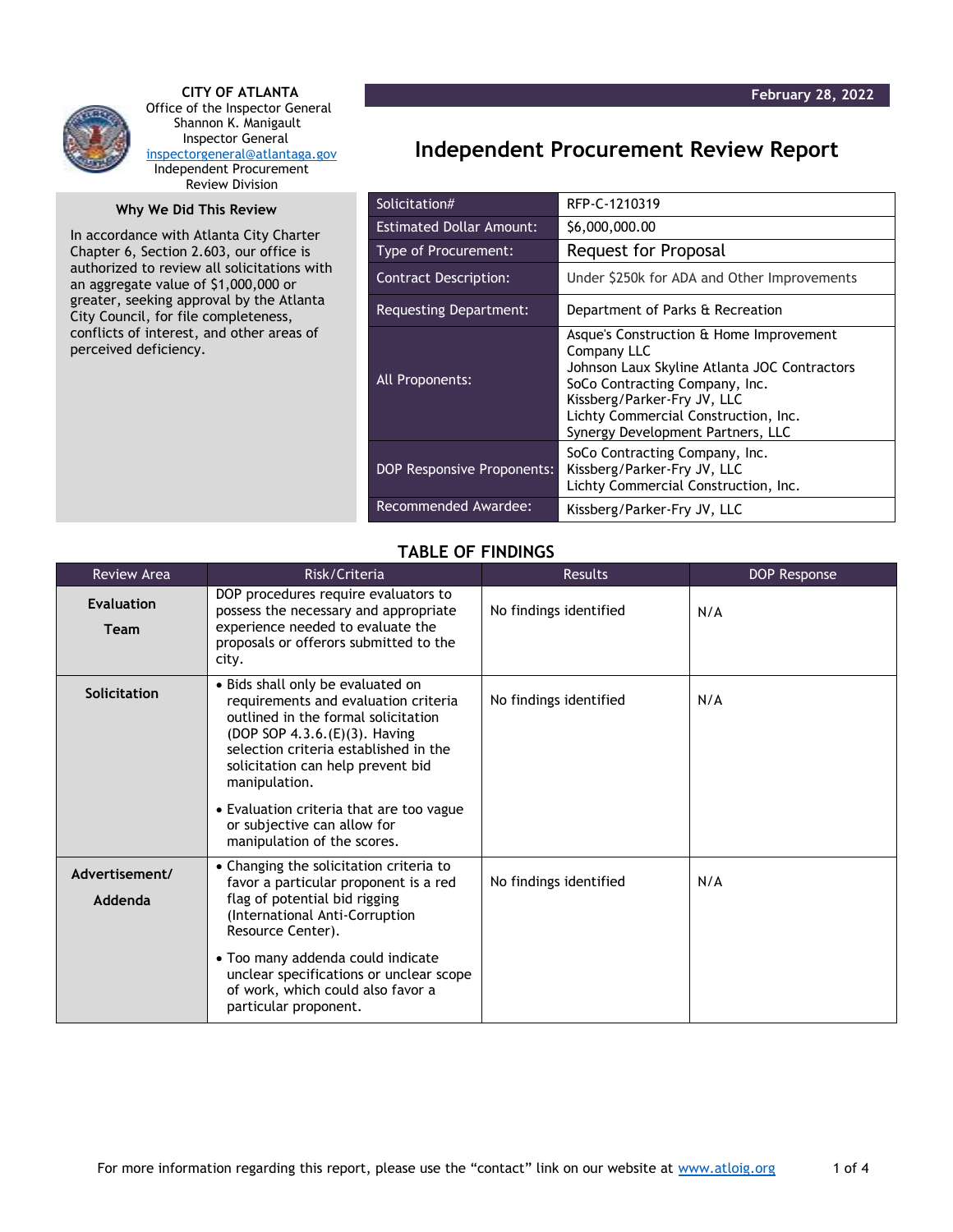**CITY OF ATLANTA**
Office of the Inspector General
Shannon K. Manigault
Inspector General
inspectorgeneral@atlantaga.gov
Independent Procurement Review Division

**February 28, 2022**

# Independent Procurement Review Report

### Why We Did This Review

In accordance with Atlanta City Charter Chapter 6, Section 2.603, our office is authorized to review all solicitations with an aggregate value of $1,000,000 or greater, seeking approval by the Atlanta City Council, for file completeness, conflicts of interest, and other areas of perceived deficiency.

| | |
|---|---|
| Solicitation# | RFP-C-1210319 |
| Estimated Dollar Amount: | $6,000,000.00 |
| Type of Procurement: | Request for Proposal |
| Contract Description: | Under $250k for ADA and Other Improvements |
| Requesting Department: | Department of Parks & Recreation |
| All Proponents: | Asque's Construction & Home Improvement Company LLC<br>Johnson Laux Skyline Atlanta JOC Contractors<br>SoCo Contracting Company, Inc.<br>Kissberg/Parker-Fry JV, LLC<br>Lichty Commercial Construction, Inc.<br>Synergy Development Partners, LLC |
| DOP Responsive Proponents: | SoCo Contracting Company, Inc.<br>Kissberg/Parker-Fry JV, LLC<br>Lichty Commercial Construction, Inc. |
| Recommended Awardee: | Kissberg/Parker-Fry JV, LLC |

## TABLE OF FINDINGS

| Review Area | Risk/Criteria | Results | DOP Response |
|---|---|---|---|
| **Evaluation Team** | DOP procedures require evaluators to possess the necessary and appropriate experience needed to evaluate the proposals or offerors submitted to the city. | No findings identified | N/A |
| **Solicitation** | • Bids shall only be evaluated on requirements and evaluation criteria outlined in the formal solicitation (DOP SOP 4.3.6.(E)(3). Having selection criteria established in the solicitation can help prevent bid manipulation.<br>• Evaluation criteria that are too vague or subjective can allow for manipulation of the scores. | No findings identified | N/A |
| **Advertisement/ Addenda** | • Changing the solicitation criteria to favor a particular proponent is a red flag of potential bid rigging (International Anti-Corruption Resource Center).<br>• Too many addenda could indicate unclear specifications or unclear scope of work, which could also favor a particular proponent. | No findings identified | N/A |

For more information regarding this report, please use the "contact" link on our website at www.atloig.org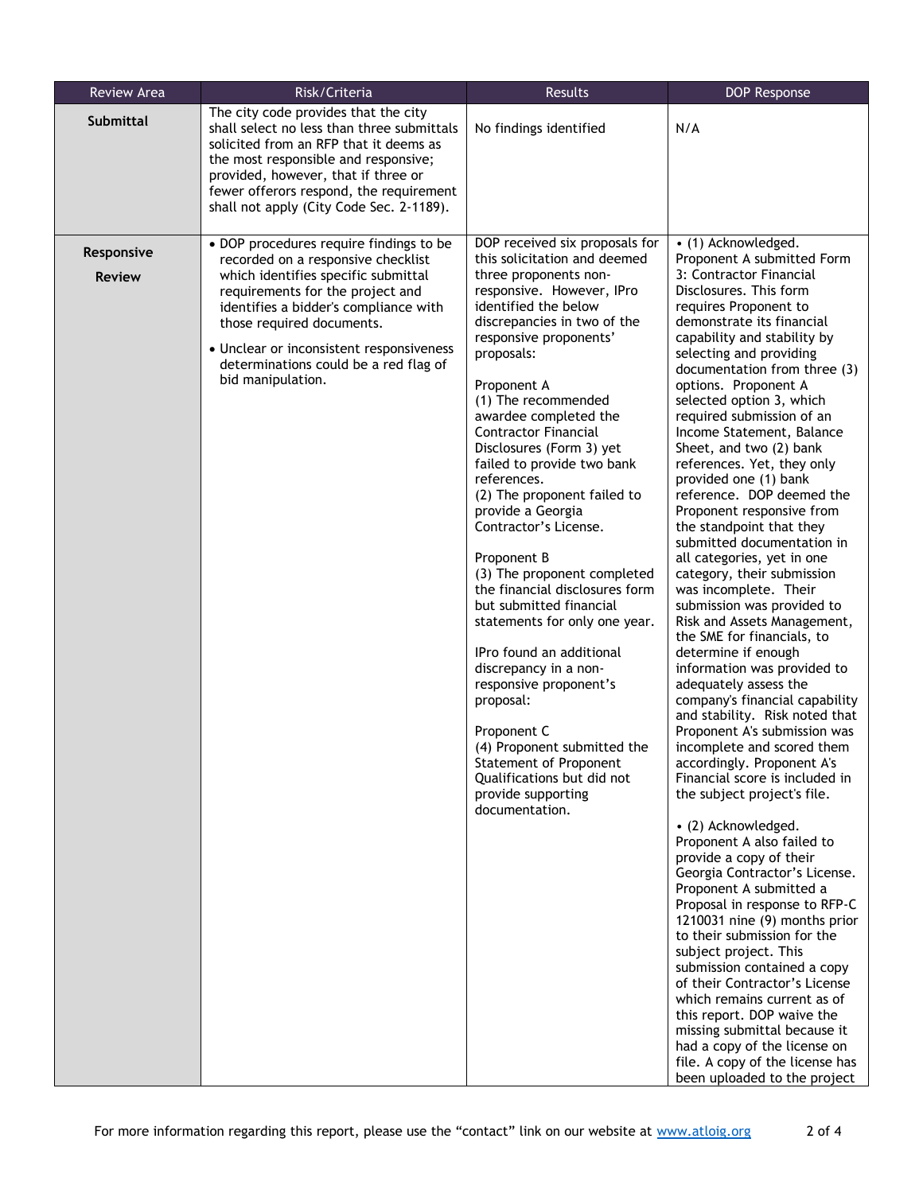| Review Area | Risk/Criteria | Results | DOP Response |
|---|---|---|---|
| **Submittal** | The city code provides that the city shall select no less than three submittals solicited from an RFP that it deems as the most responsible and responsive; provided, however, that if three or fewer offerors respond, the requirement shall not apply (City Code Sec. 2-1189). | No findings identified | N/A |
| **Responsive Review** | • DOP procedures require findings to be recorded on a responsive checklist which identifies specific submittal requirements for the project and identifies a bidder's compliance with those required documents.<br>• Unclear or inconsistent responsiveness determinations could be a red flag of bid manipulation. | DOP received six proposals for this solicitation and deemed three proponents non-responsive. However, IPro identified the below discrepancies in two of the responsive proponents' proposals:<br><br>Proponent A<br>(1) The recommended awardee completed the Contractor Financial Disclosures (Form 3) yet failed to provide two bank references.<br>(2) The proponent failed to provide a Georgia Contractor's License.<br><br>Proponent B<br>(3) The proponent completed the financial disclosures form but submitted financial statements for only one year.<br><br>IPro found an additional discrepancy in a non-responsive proponent's proposal:<br><br>Proponent C<br>(4) Proponent submitted the Statement of Proponent Qualifications but did not provide supporting documentation. | • (1) Acknowledged. Proponent A submitted Form 3: Contractor Financial Disclosures. This form requires Proponent to demonstrate its financial capability and stability by selecting and providing documentation from three (3) options. Proponent A selected option 3, which required submission of an Income Statement, Balance Sheet, and two (2) bank references. Yet, they only provided one (1) bank reference. DOP deemed the Proponent responsive from the standpoint that they submitted documentation in all categories, yet in one category, their submission was incomplete. Their submission was provided to Risk and Assets Management, the SME for financials, to determine if enough information was provided to adequately assess the company's financial capability and stability. Risk noted that Proponent A's submission was incomplete and scored them accordingly. Proponent A's Financial score is included in the subject project's file.<br><br>• (2) Acknowledged. Proponent A also failed to provide a copy of their Georgia Contractor's License. Proponent A submitted a Proposal in response to RFP-C 1210031 nine (9) months prior to their submission for the subject project. This submission contained a copy of their Contractor's License which remains current as of this report. DOP waive the missing submittal because it had a copy of the license on file. A copy of the license has been uploaded to the project |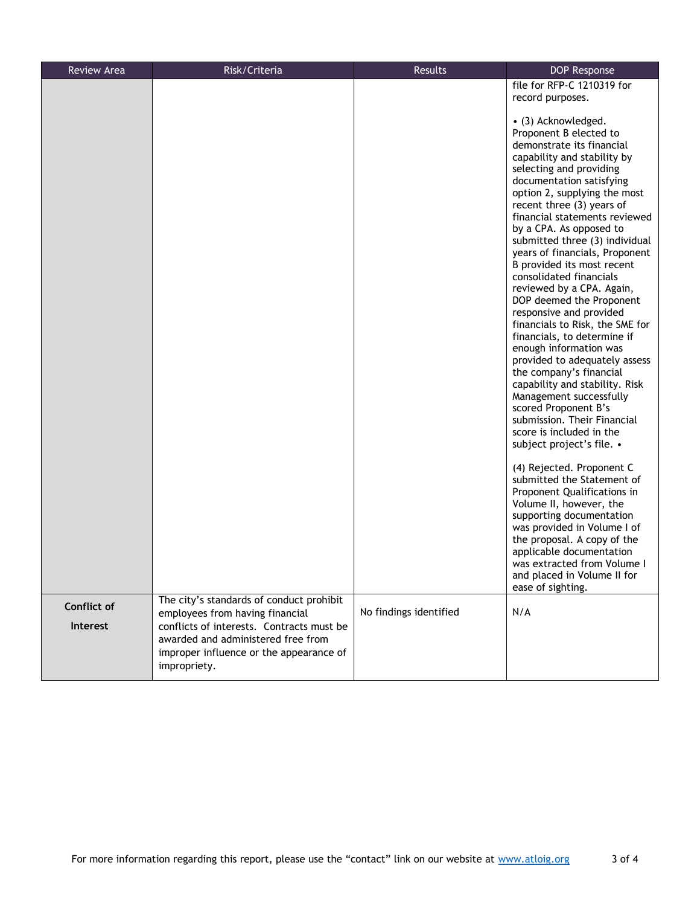| Review Area | Risk/Criteria | Results | DOP Response |
|---|---|---|---|
| | | | file for RFP-C 1210319 for record purposes.<br><br>• (3) Acknowledged. Proponent B elected to demonstrate its financial capability and stability by selecting and providing documentation satisfying option 2, supplying the most recent three (3) years of financial statements reviewed by a CPA. As opposed to submitted three (3) individual years of financials, Proponent B provided its most recent consolidated financials reviewed by a CPA. Again, DOP deemed the Proponent responsive and provided financials to Risk, the SME for financials, to determine if enough information was provided to adequately assess the company's financial capability and stability. Risk Management successfully scored Proponent B's submission. Their Financial score is included in the subject project's file. •<br><br>(4) Rejected. Proponent C submitted the Statement of Proponent Qualifications in Volume II, however, the supporting documentation was provided in Volume I of the proposal. A copy of the applicable documentation was extracted from Volume I and placed in Volume II for ease of sighting. |
| **Conflict of Interest** | The city's standards of conduct prohibit employees from having financial conflicts of interests. Contracts must be awarded and administered free from improper influence or the appearance of impropriety. | No findings identified | N/A |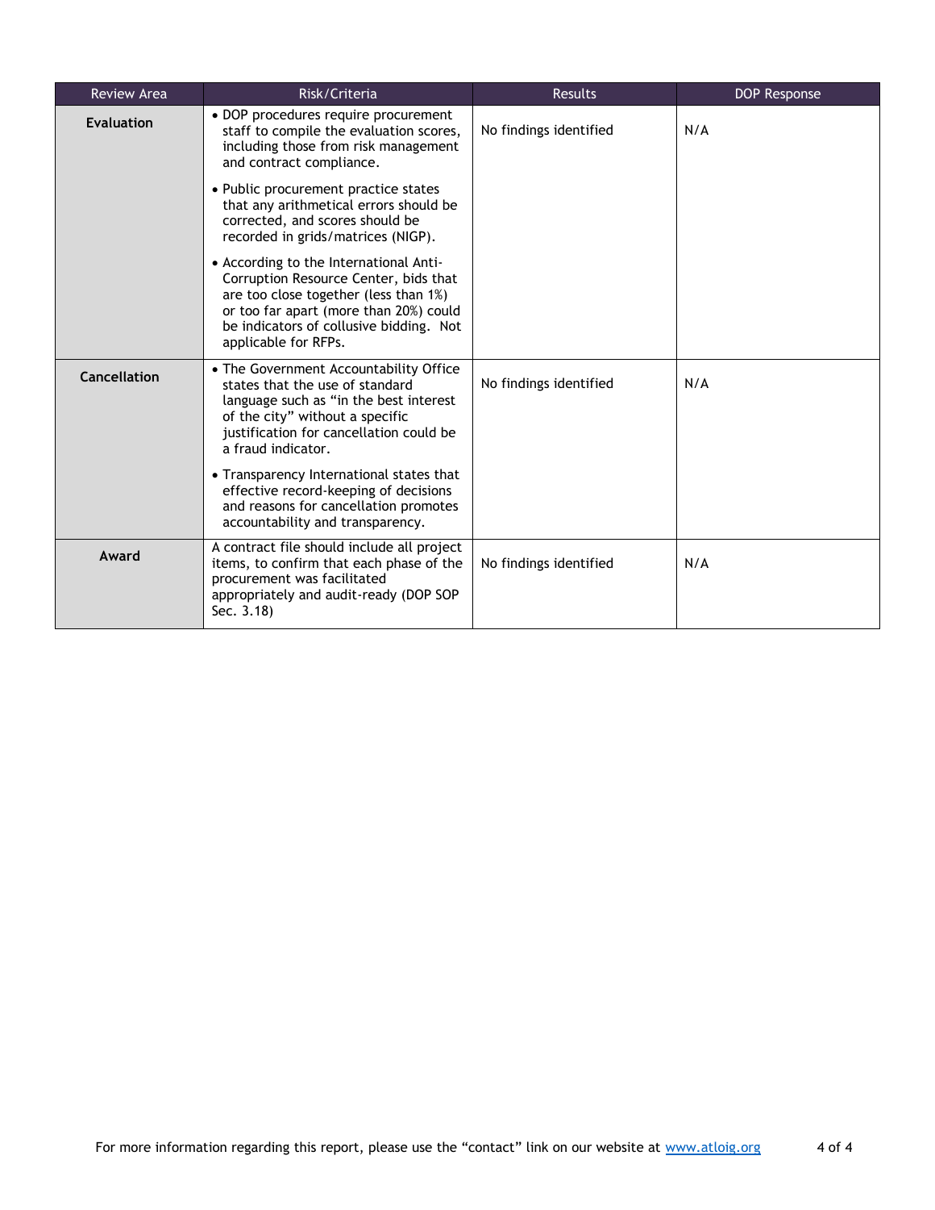| Review Area | Risk/Criteria | Results | DOP Response |
|---|---|---|---|
| **Evaluation** | • DOP procedures require procurement staff to compile the evaluation scores, including those from risk management and contract compliance.<br>• Public procurement practice states that any arithmetical errors should be corrected, and scores should be recorded in grids/matrices (NIGP).<br>• According to the International Anti-Corruption Resource Center, bids that are too close together (less than 1%) or too far apart (more than 20%) could be indicators of collusive bidding. Not applicable for RFPs. | No findings identified | N/A |
| **Cancellation** | • The Government Accountability Office states that the use of standard language such as "in the best interest of the city" without a specific justification for cancellation could be a fraud indicator.<br>• Transparency International states that effective record-keeping of decisions and reasons for cancellation promotes accountability and transparency. | No findings identified | N/A |
| **Award** | A contract file should include all project items, to confirm that each phase of the procurement was facilitated appropriately and audit-ready (DOP SOP Sec. 3.18) | No findings identified | N/A |

For more information regarding this report, please use the "contact" link on our website at [www.atloig.org](http://www.atloig.org)